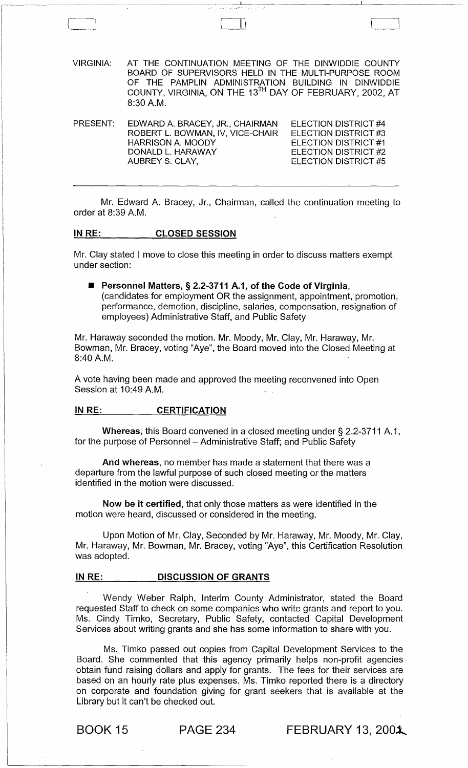VIRGINIA: AT THE CONTINUATION MEETING OF THE DINWIDDIE COUNTY BOARD OF SUPERVISORS HELD IN THE MULTI-PURPOSE ROOM OF THE PAMPLIN ADMINISTRATION BUILDING IN DINWIDDIE COUNTY, VIRGINIA, ON THE 13TH DAY OF FEBRUARY, 2002, AT 8:30 A.M.

| PRESENT: | | |
|---|---|---|
| | EDWARD A. BRACEY, JR., CHAIRMAN | ELECTION DISTRICT #4 |
| | ROBERT L. BOWMAN, IV, VICE-CHAIR | ELECTION DISTRICT #3 |
| | HARRISON A. MOODY | ELECTION DISTRICT #1 |
| | DONALD L. HARAWAY | ELECTION DISTRICT #2 |
| | AUBREY S. CLAY, | ELECTION DISTRICT #5 |

---

Mr. Edward A. Bracey, Jr., Chairman, called the continuation meeting to order at 8:39 A.M.

## IN RE: CLOSED SESSION

Mr. Clay stated I move to close this meeting in order to discuss matters exempt under section:

- **Personnel Matters, § 2.2-3711 A.1, of the Code of Virginia,** (candidates for employment OR the assignment, appointment, promotion, performance, demotion, discipline, salaries, compensation, resignation of employees) Administrative Staff, and Public Safety

Mr. Haraway seconded the motion. Mr. Moody, Mr. Clay, Mr. Haraway, Mr. Bowman, Mr. Bracey, voting "Aye", the Board moved into the Closed Meeting at 8:40 A.M.

A vote having been made and approved the meeting reconvened into Open Session at 10:49 A.M.

## IN RE: CERTIFICATION

**Whereas,** this Board convened in a closed meeting under § 2.2-3711 A.1, for the purpose of Personnel – Administrative Staff; and Public Safety

**And whereas**, no member has made a statement that there was a departure from the lawful purpose of such closed meeting or the matters identified in the motion were discussed.

**Now be it certified**, that only those matters as were identified in the motion were heard, discussed or considered in the meeting.

Upon Motion of Mr. Clay, Seconded by Mr. Haraway, Mr. Moody, Mr. Clay, Mr. Haraway, Mr. Bowman, Mr. Bracey, voting "Aye", this Certification Resolution was adopted.

## IN RE: DISCUSSION OF GRANTS

Wendy Weber Ralph, Interim County Administrator, stated the Board requested Staff to check on some companies who write grants and report to you. Ms. Cindy Timko, Secretary, Public Safety, contacted Capital Development Services about writing grants and she has some information to share with you.

Ms. Timko passed out copies from Capital Development Services to the Board. She commented that this agency primarily helps non-profit agencies obtain fund raising dollars and apply for grants. The fees for their services are based on an hourly rate plus expenses. Ms. Timko reported there is a directory on corporate and foundation giving for grant seekers that is available at the Library but it can't be checked out.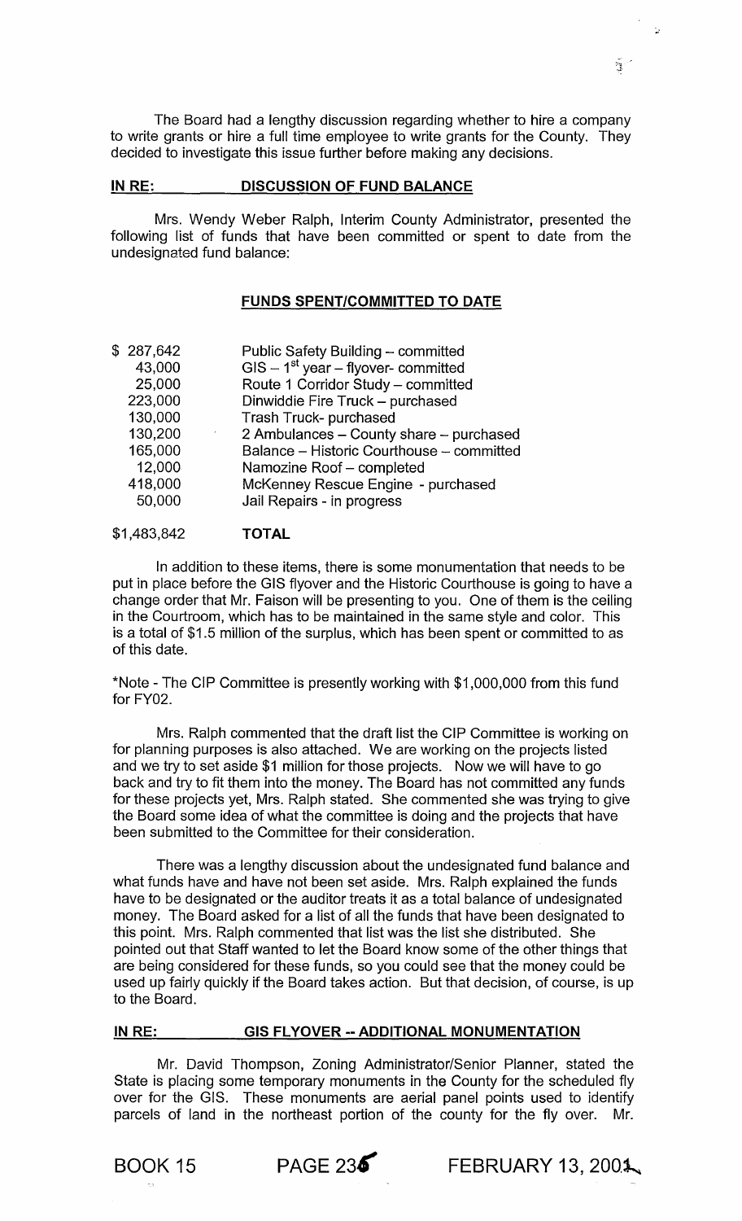The Board had a lengthy discussion regarding whether to hire a company to write grants or hire a full time employee to write grants for the County. They decided to investigate this issue further before making any decisions.

## IN RE: DISCUSSION OF FUND BALANCE

Mrs. Wendy Weber Ralph, Interim County Administrator, presented the following list of funds that have been committed or spent to date from the undesignated fund balance:

### FUNDS SPENT/COMMITTED TO DATE

| | |
|---|---|
| $ 287,642 | Public Safety Building – committed |
| 43,000 | GIS – 1st year – flyover- committed |
| 25,000 | Route 1 Corridor Study – committed |
| 223,000 | Dinwiddie Fire Truck – purchased |
| 130,000 | Trash Truck- purchased |
| 130,200 | 2 Ambulances – County share – purchased |
| 165,000 | Balance – Historic Courthouse – committed |
| 12,000 | Namozine Roof – completed |
| 418,000 | McKenney Rescue Engine - purchased |
| 50,000 | Jail Repairs - in progress |
| $1,483,842 | **TOTAL** |

In addition to these items, there is some monumentation that needs to be put in place before the GIS flyover and the Historic Courthouse is going to have a change order that Mr. Faison will be presenting to you. One of them is the ceiling in the Courtroom, which has to be maintained in the same style and color. This is a total of $1.5 million of the surplus, which has been spent or committed to as of this date.

*Note - The CIP Committee is presently working with $1,000,000 from this fund for FY02.

Mrs. Ralph commented that the draft list the CIP Committee is working on for planning purposes is also attached. We are working on the projects listed and we try to set aside $1 million for those projects. Now we will have to go back and try to fit them into the money. The Board has not committed any funds for these projects yet, Mrs. Ralph stated. She commented she was trying to give the Board some idea of what the committee is doing and the projects that have been submitted to the Committee for their consideration.

There was a lengthy discussion about the undesignated fund balance and what funds have and have not been set aside. Mrs. Ralph explained the funds have to be designated or the auditor treats it as a total balance of undesignated money. The Board asked for a list of all the funds that have been designated to this point. Mrs. Ralph commented that list was the list she distributed. She pointed out that Staff wanted to let the Board know some of the other things that are being considered for these funds, so you could see that the money could be used up fairly quickly if the Board takes action. But that decision, of course, is up to the Board.

## IN RE: GIS FLYOVER -- ADDITIONAL MONUMENTATION

Mr. David Thompson, Zoning Administrator/Senior Planner, stated the State is placing some temporary monuments in the County for the scheduled fly over for the GIS. These monuments are aerial panel points used to identify parcels of land in the northeast portion of the county for the fly over. Mr.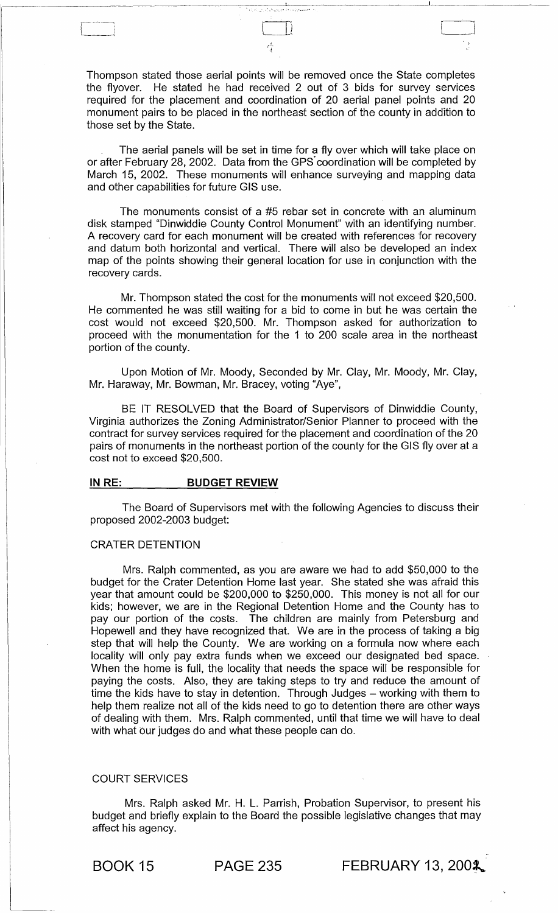Thompson stated those aerial points will be removed once the State completes the flyover. He stated he had received 2 out of 3 bids for survey services required for the placement and coordination of 20 aerial panel points and 20 monument pairs to be placed in the northeast section of the county in addition to those set by the State.

The aerial panels will be set in time for a fly over which will take place on or after February 28, 2002. Data from the GPS coordination will be completed by March 15, 2002. These monuments will enhance surveying and mapping data and other capabilities for future GIS use.

The monuments consist of a #5 rebar set in concrete with an aluminum disk stamped "Dinwiddie County Control Monument" with an identifying number. A recovery card for each monument will be created with references for recovery and datum both horizontal and vertical. There will also be developed an index map of the points showing their general location for use in conjunction with the recovery cards.

Mr. Thompson stated the cost for the monuments will not exceed $20,500. He commented he was still waiting for a bid to come in but he was certain the cost would not exceed $20,500. Mr. Thompson asked for authorization to proceed with the monumentation for the 1 to 200 scale area in the northeast portion of the county.

Upon Motion of Mr. Moody, Seconded by Mr. Clay, Mr. Moody, Mr. Clay, Mr. Haraway, Mr. Bowman, Mr. Bracey, voting "Aye",

BE IT RESOLVED that the Board of Supervisors of Dinwiddie County, Virginia authorizes the Zoning Administrator/Senior Planner to proceed with the contract for survey services required for the placement and coordination of the 20 pairs of monuments in the northeast portion of the county for the GIS fly over at a cost not to exceed $20,500.

## IN RE: BUDGET REVIEW

The Board of Supervisors met with the following Agencies to discuss their proposed 2002-2003 budget:

CRATER DETENTION

Mrs. Ralph commented, as you are aware we had to add $50,000 to the budget for the Crater Detention Home last year. She stated she was afraid this year that amount could be $200,000 to $250,000. This money is not all for our kids; however, we are in the Regional Detention Home and the County has to pay our portion of the costs. The children are mainly from Petersburg and Hopewell and they have recognized that. We are in the process of taking a big step that will help the County. We are working on a formula now where each locality will only pay extra funds when we exceed our designated bed space. When the home is full, the locality that needs the space will be responsible for paying the costs. Also, they are taking steps to try and reduce the amount of time the kids have to stay in detention. Through Judges – working with them to help them realize not all of the kids need to go to detention there are other ways of dealing with them. Mrs. Ralph commented, until that time we will have to deal with what our judges do and what these people can do.

COURT SERVICES

Mrs. Ralph asked Mr. H. L. Parrish, Probation Supervisor, to present his budget and briefly explain to the Board the possible legislative changes that may affect his agency.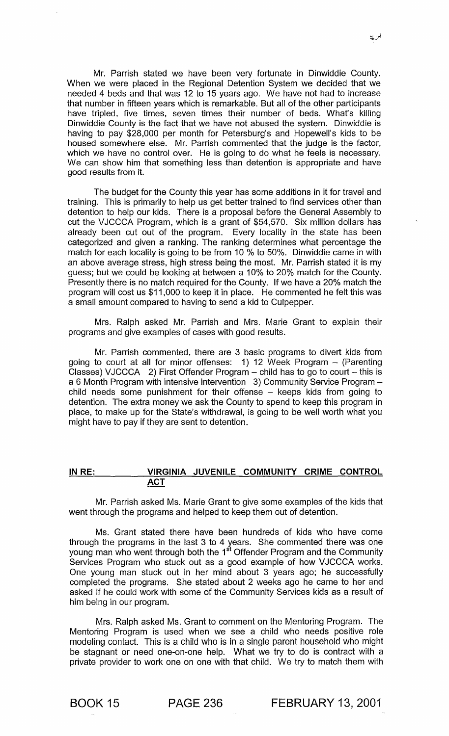Mr. Parrish stated we have been very fortunate in Dinwiddie County. When we were placed in the Regional Detention System we decided that we needed 4 beds and that was 12 to 15 years ago. We have not had to increase that number in fifteen years which is remarkable. But all of the other participants have tripled, five times, seven times their number of beds. What's killing Dinwiddie County is the fact that we have not abused the system. Dinwiddie is having to pay $28,000 per month for Petersburg's and Hopewell's kids to be housed somewhere else. Mr. Parrish commented that the judge is the factor, which we have no control over. He is going to do what he feels is necessary. We can show him that something less than detention is appropriate and have good results from it.

The budget for the County this year has some additions in it for travel and training. This is primarily to help us get better trained to find services other than detention to help our kids. There is a proposal before the General Assembly to cut the VJCCCA Program, which is a grant of $54,570. Six million dollars has already been cut out of the program. Every locality in the state has been categorized and given a ranking. The ranking determines what percentage the match for each locality is going to be from 10 % to 50%. Dinwiddie came in with an above average stress, high stress being the most. Mr. Parrish stated it is my guess; but we could be looking at between a 10% to 20% match for the County. Presently there is no match required for the County. If we have a 20% match the program will cost us $11,000 to keep it in place. He commented he felt this was a small amount compared to having to send a kid to Culpepper.

Mrs. Ralph asked Mr. Parrish and Mrs. Marie Grant to explain their programs and give examples of cases with good results.

Mr. Parrish commented, there are 3 basic programs to divert kids from going to court at all for minor offenses: 1) 12 Week Program – (Parenting Classes) VJCCCA 2) First Offender Program – child has to go to court – this is a 6 Month Program with intensive intervention 3) Community Service Program – child needs some punishment for their offense – keeps kids from going to detention. The extra money we ask the County to spend to keep this program in place, to make up for the State's withdrawal, is going to be well worth what you might have to pay if they are sent to detention.

**IN RE: VIRGINIA JUVENILE COMMUNITY CRIME CONTROL ACT**

Mr. Parrish asked Ms. Marie Grant to give some examples of the kids that went through the programs and helped to keep them out of detention.

Ms. Grant stated there have been hundreds of kids who have come through the programs in the last 3 to 4 years. She commented there was one young man who went through both the 1st Offender Program and the Community Services Program who stuck out as a good example of how VJCCCA works. One young man stuck out in her mind about 3 years ago; he successfully completed the programs. She stated about 2 weeks ago he came to her and asked if he could work with some of the Community Services kids as a result of him being in our program.

Mrs. Ralph asked Ms. Grant to comment on the Mentoring Program. The Mentoring Program is used when we see a child who needs positive role modeling contact. This is a child who is in a single parent household who might be stagnant or need one-on-one help. What we try to do is contract with a private provider to work one on one with that child. We try to match them with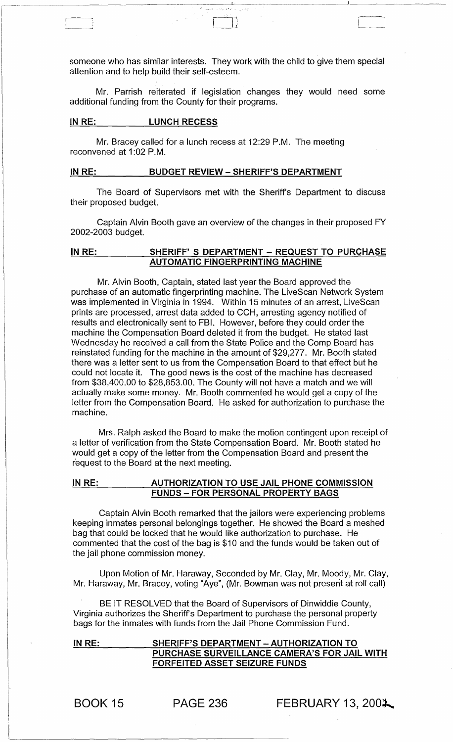someone who has similar interests. They work with the child to give them special attention and to help build their self-esteem.

Mr. Parrish reiterated if legislation changes they would need some additional funding from the County for their programs.

**IN RE: LUNCH RECESS**

Mr. Bracey called for a lunch recess at 12:29 P.M. The meeting reconvened at 1:02 P.M.

**IN RE: BUDGET REVIEW – SHERIFF'S DEPARTMENT**

The Board of Supervisors met with the Sheriff's Department to discuss their proposed budget.

Captain Alvin Booth gave an overview of the changes in their proposed FY 2002-2003 budget.

**IN RE: SHERIFF' S DEPARTMENT – REQUEST TO PURCHASE AUTOMATIC FINGERPRINTING MACHINE**

Mr. Alvin Booth, Captain, stated last year the Board approved the purchase of an automatic fingerprinting machine. The LiveScan Network System was implemented in Virginia in 1994. Within 15 minutes of an arrest, LiveScan prints are processed, arrest data added to CCH, arresting agency notified of results and electronically sent to FBI. However, before they could order the machine the Compensation Board deleted it from the budget. He stated last Wednesday he received a call from the State Police and the Comp Board has reinstated funding for the machine in the amount of $29,277. Mr. Booth stated there was a letter sent to us from the Compensation Board to that effect but he could not locate it. The good news is the cost of the machine has decreased from $38,400.00 to $28,853.00. The County will not have a match and we will actually make some money. Mr. Booth commented he would get a copy of the letter from the Compensation Board. He asked for authorization to purchase the machine.

Mrs. Ralph asked the Board to make the motion contingent upon receipt of a letter of verification from the State Compensation Board. Mr. Booth stated he would get a copy of the letter from the Compensation Board and present the request to the Board at the next meeting.

**IN RE: AUTHORIZATION TO USE JAIL PHONE COMMISSION FUNDS – FOR PERSONAL PROPERTY BAGS**

Captain Alvin Booth remarked that the jailors were experiencing problems keeping inmates personal belongings together. He showed the Board a meshed bag that could be locked that he would like authorization to purchase. He commented that the cost of the bag is $10 and the funds would be taken out of the jail phone commission money.

Upon Motion of Mr. Haraway, Seconded by Mr. Clay, Mr. Moody, Mr. Clay, Mr. Haraway, Mr. Bracey, voting "Aye", (Mr. Bowman was not present at roll call)

BE IT RESOLVED that the Board of Supervisors of Dinwiddie County, Virginia authorizes the Sheriff's Department to purchase the personal property bags for the inmates with funds from the Jail Phone Commission Fund.

**IN RE: SHERIFF'S DEPARTMENT – AUTHORIZATION TO PURCHASE SURVEILLANCE CAMERA'S FOR JAIL WITH FORFEITED ASSET SEIZURE FUNDS**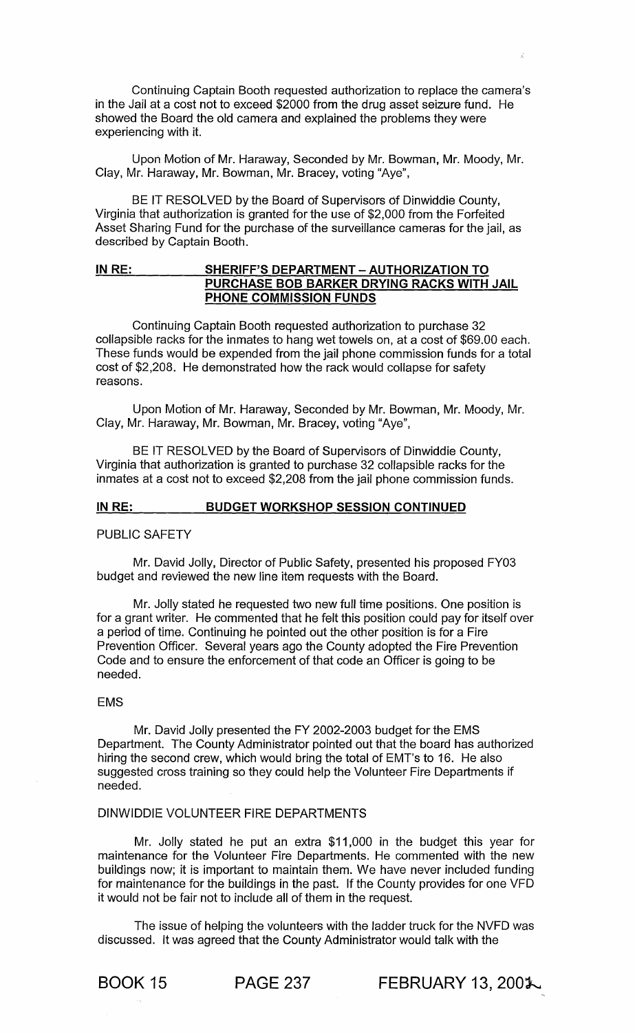Continuing Captain Booth requested authorization to replace the camera's in the Jail at a cost not to exceed $2000 from the drug asset seizure fund. He showed the Board the old camera and explained the problems they were experiencing with it.

Upon Motion of Mr. Haraway, Seconded by Mr. Bowman, Mr. Moody, Mr. Clay, Mr. Haraway, Mr. Bowman, Mr. Bracey, voting "Aye",

BE IT RESOLVED by the Board of Supervisors of Dinwiddie County, Virginia that authorization is granted for the use of $2,000 from the Forfeited Asset Sharing Fund for the purchase of the surveillance cameras for the jail, as described by Captain Booth.

**IN RE: SHERIFF'S DEPARTMENT – AUTHORIZATION TO PURCHASE BOB BARKER DRYING RACKS WITH JAIL PHONE COMMISSION FUNDS**

Continuing Captain Booth requested authorization to purchase 32 collapsible racks for the inmates to hang wet towels on, at a cost of $69.00 each. These funds would be expended from the jail phone commission funds for a total cost of $2,208. He demonstrated how the rack would collapse for safety reasons.

Upon Motion of Mr. Haraway, Seconded by Mr. Bowman, Mr. Moody, Mr. Clay, Mr. Haraway, Mr. Bowman, Mr. Bracey, voting "Aye",

BE IT RESOLVED by the Board of Supervisors of Dinwiddie County, Virginia that authorization is granted to purchase 32 collapsible racks for the inmates at a cost not to exceed $2,208 from the jail phone commission funds.

**IN RE: BUDGET WORKSHOP SESSION CONTINUED**

PUBLIC SAFETY

Mr. David Jolly, Director of Public Safety, presented his proposed FY03 budget and reviewed the new line item requests with the Board.

Mr. Jolly stated he requested two new full time positions. One position is for a grant writer. He commented that he felt this position could pay for itself over a period of time. Continuing he pointed out the other position is for a Fire Prevention Officer. Several years ago the County adopted the Fire Prevention Code and to ensure the enforcement of that code an Officer is going to be needed.

EMS

Mr. David Jolly presented the FY 2002-2003 budget for the EMS Department. The County Administrator pointed out that the board has authorized hiring the second crew, which would bring the total of EMT's to 16. He also suggested cross training so they could help the Volunteer Fire Departments if needed.

DINWIDDIE VOLUNTEER FIRE DEPARTMENTS

Mr. Jolly stated he put an extra $11,000 in the budget this year for maintenance for the Volunteer Fire Departments. He commented with the new buildings now; it is important to maintain them. We have never included funding for maintenance for the buildings in the past. If the County provides for one VFD it would not be fair not to include all of them in the request.

The issue of helping the volunteers with the ladder truck for the NVFD was discussed. It was agreed that the County Administrator would talk with the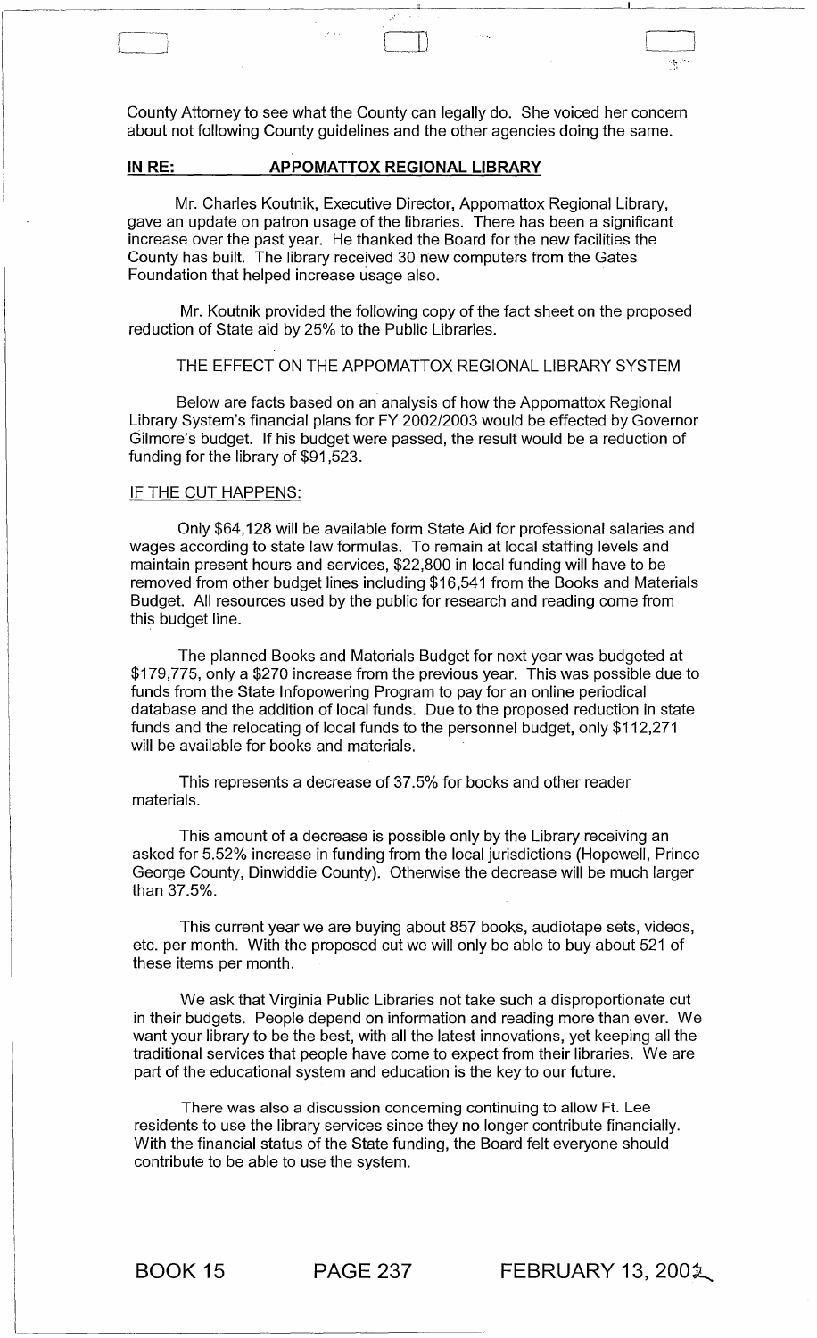County Attorney to see what the County can legally do. She voiced her concern about not following County guidelines and the other agencies doing the same.

**IN RE: APPOMATTOX REGIONAL LIBRARY**

Mr. Charles Koutnik, Executive Director, Appomattox Regional Library, gave an update on patron usage of the libraries. There has been a significant increase over the past year. He thanked the Board for the new facilities the County has built. The library received 30 new computers from the Gates Foundation that helped increase usage also.

Mr. Koutnik provided the following copy of the fact sheet on the proposed reduction of State aid by 25% to the Public Libraries.

THE EFFECT ON THE APPOMATTOX REGIONAL LIBRARY SYSTEM

Below are facts based on an analysis of how the Appomattox Regional Library System's financial plans for FY 2002/2003 would be effected by Governor Gilmore's budget. If his budget were passed, the result would be a reduction of funding for the library of $91,523.

IF THE CUT HAPPENS:

Only $64,128 will be available form State Aid for professional salaries and wages according to state law formulas. To remain at local staffing levels and maintain present hours and services, $22,800 in local funding will have to be removed from other budget lines including $16,541 from the Books and Materials Budget. All resources used by the public for research and reading come from this budget line.

The planned Books and Materials Budget for next year was budgeted at $179,775, only a $270 increase from the previous year. This was possible due to funds from the State Infopowering Program to pay for an online periodical database and the addition of local funds. Due to the proposed reduction in state funds and the relocating of local funds to the personnel budget, only $112,271 will be available for books and materials.

This represents a decrease of 37.5% for books and other reader materials.

This amount of a decrease is possible only by the Library receiving an asked for 5.52% increase in funding from the local jurisdictions (Hopewell, Prince George County, Dinwiddie County). Otherwise the decrease will be much larger than 37.5%.

This current year we are buying about 857 books, audiotape sets, videos, etc. per month. With the proposed cut we will only be able to buy about 521 of these items per month.

We ask that Virginia Public Libraries not take such a disproportionate cut in their budgets. People depend on information and reading more than ever. We want your library to be the best, with all the latest innovations, yet keeping all the traditional services that people have come to expect from their libraries. We are part of the educational system and education is the key to our future.

There was also a discussion concerning continuing to allow Ft. Lee residents to use the library services since they no longer contribute financially. With the financial status of the State funding, the Board felt everyone should contribute to be able to use the system.

BOOK 15 PAGE 237 FEBRUARY 13, 2002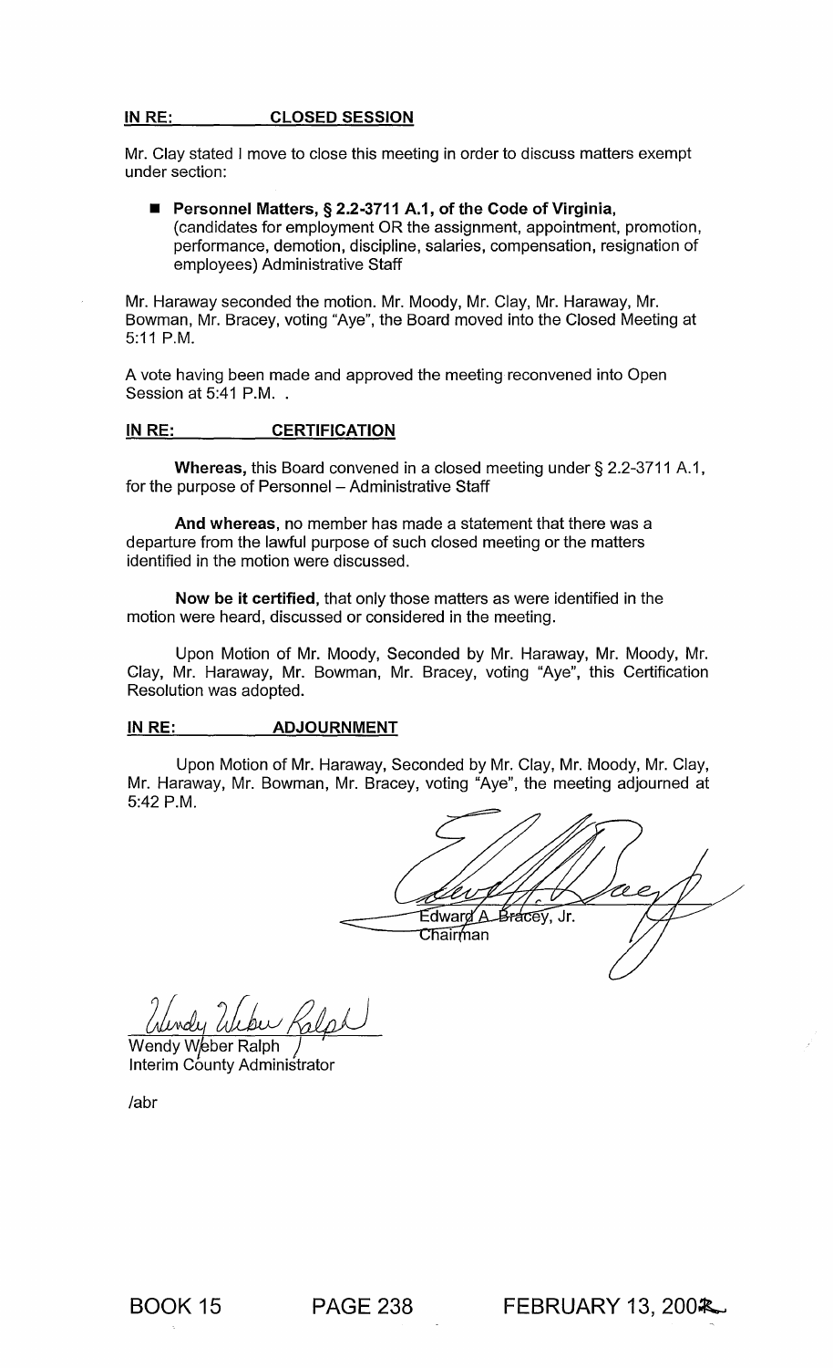**IN RE: CLOSED SESSION**

Mr. Clay stated I move to close this meeting in order to discuss matters exempt under section:

- **Personnel Matters, § 2.2-3711 A.1, of the Code of Virginia,** (candidates for employment OR the assignment, appointment, promotion, performance, demotion, discipline, salaries, compensation, resignation of employees) Administrative Staff

Mr. Haraway seconded the motion. Mr. Moody, Mr. Clay, Mr. Haraway, Mr. Bowman, Mr. Bracey, voting "Aye", the Board moved into the Closed Meeting at 5:11 P.M.

A vote having been made and approved the meeting reconvened into Open Session at 5:41 P.M. .

**IN RE: CERTIFICATION**

**Whereas,** this Board convened in a closed meeting under § 2.2-3711 A.1, for the purpose of Personnel – Administrative Staff

**And whereas,** no member has made a statement that there was a departure from the lawful purpose of such closed meeting or the matters identified in the motion were discussed.

**Now be it certified,** that only those matters as were identified in the motion were heard, discussed or considered in the meeting.

Upon Motion of Mr. Moody, Seconded by Mr. Haraway, Mr. Moody, Mr. Clay, Mr. Haraway, Mr. Bowman, Mr. Bracey, voting "Aye", this Certification Resolution was adopted.

**IN RE: ADJOURNMENT**

Upon Motion of Mr. Haraway, Seconded by Mr. Clay, Mr. Moody, Mr. Clay, Mr. Haraway, Mr. Bowman, Mr. Bracey, voting "Aye", the meeting adjourned at 5:42 P.M.

Edward A. Bracey, Jr.
Chairman

Wendy Weber Ralph
Interim County Administrator

/abr

BOOK 15 PAGE 238 FEBRUARY 13, 2002